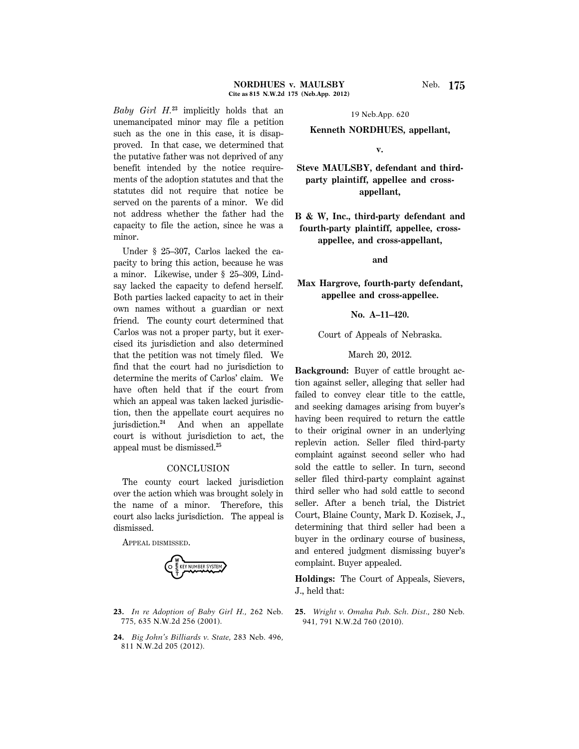*Baby Girl H.*[23] implicitly holds that an unemancipated minor may file a petition such as the one in this case, it is disapproved. In that case, we determined that the putative father was not deprived of any benefit intended by the notice requirements of the adoption statutes and that the statutes did not require that notice be served on the parents of a minor. We did not address whether the father had the capacity to file the action, since he was a minor.

Under § 25–307, Carlos lacked the capacity to bring this action, because he was a minor. Likewise, under § 25–309, Lindsay lacked the capacity to defend herself. Both parties lacked capacity to act in their own names without a guardian or next friend. The county court determined that Carlos was not a proper party, but it exercised its jurisdiction and also determined that the petition was not timely filed. We find that the court had no jurisdiction to determine the merits of Carlos' claim. We have often held that if the court from which an appeal was taken lacked jurisdiction, then the appellate court acquires no jurisdiction.[24] And when an appellate court is without jurisdiction to act, the appeal must be dismissed.[25]

## CONCLUSION

The county court lacked jurisdiction over the action which was brought solely in the name of a minor. Therefore, this court also lacks jurisdiction. The appeal is dismissed.

APPEAL DISMISSED.

23. *In re Adoption of Baby Girl H.,* 262 Neb. 775, 635 N.W.2d 256 (2001).

24. *Big John's Billiards v. State,* 283 Neb. 496, 811 N.W.2d 205 (2012).

25. *Wright v. Omaha Pub. Sch. Dist.,* 280 Neb. 941, 791 N.W.2d 760 (2010).

---

19 Neb.App. 620

**Kenneth NORDHUES, appellant,**

**v.**

**Steve MAULSBY, defendant and third-party plaintiff, appellee and cross-appellant,**

**B & W, Inc., third-party defendant and fourth-party plaintiff, appellee, cross-appellee, and cross-appellant,**

**and**

**Max Hargrove, fourth-party defendant, appellee and cross-appellee.**

**No. A–11–420.**

Court of Appeals of Nebraska.

March 20, 2012.

**Background:** Buyer of cattle brought action against seller, alleging that seller had failed to convey clear title to the cattle, and seeking damages arising from buyer's having been required to return the cattle to their original owner in an underlying replevin action. Seller filed third-party complaint against second seller who had sold the cattle to seller. In turn, second seller filed third-party complaint against third seller who had sold cattle to second seller. After a bench trial, the District Court, Blaine County, Mark D. Kozisek, J., determining that third seller had been a buyer in the ordinary course of business, and entered judgment dismissing buyer's complaint. Buyer appealed.

**Holdings:** The Court of Appeals, Sievers, J., held that: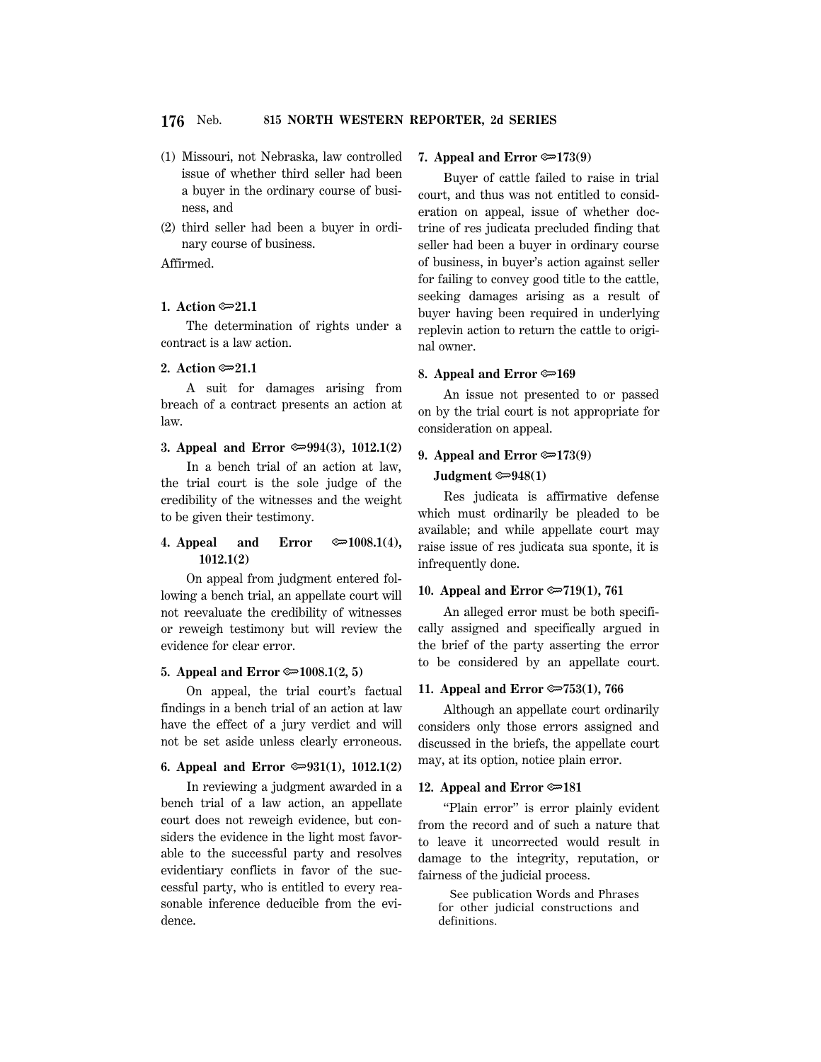(1) Missouri, not Nebraska, law controlled issue of whether third seller had been a buyer in the ordinary course of business, and

(2) third seller had been a buyer in ordinary course of business.

Affirmed.

**1. Action ⚷21.1**

The determination of rights under a contract is a law action.

**2. Action ⚷21.1**

A suit for damages arising from breach of a contract presents an action at law.

**3. Appeal and Error ⚷994(3), 1012.1(2)**

In a bench trial of an action at law, the trial court is the sole judge of the credibility of the witnesses and the weight to be given their testimony.

**4. Appeal and Error ⚷1008.1(4), 1012.1(2)**

On appeal from judgment entered following a bench trial, an appellate court will not reevaluate the credibility of witnesses or reweigh testimony but will review the evidence for clear error.

**5. Appeal and Error ⚷1008.1(2, 5)**

On appeal, the trial court's factual findings in a bench trial of an action at law have the effect of a jury verdict and will not be set aside unless clearly erroneous.

**6. Appeal and Error ⚷931(1), 1012.1(2)**

In reviewing a judgment awarded in a bench trial of a law action, an appellate court does not reweigh evidence, but considers the evidence in the light most favorable to the successful party and resolves evidentiary conflicts in favor of the successful party, who is entitled to every reasonable inference deducible from the evidence.

**7. Appeal and Error ⚷173(9)**

Buyer of cattle failed to raise in trial court, and thus was not entitled to consideration on appeal, issue of whether doctrine of res judicata precluded finding that seller had been a buyer in ordinary course of business, in buyer's action against seller for failing to convey good title to the cattle, seeking damages arising as a result of buyer having been required in underlying replevin action to return the cattle to original owner.

**8. Appeal and Error ⚷169**

An issue not presented to or passed on by the trial court is not appropriate for consideration on appeal.

**9. Appeal and Error ⚷173(9)**
**Judgment ⚷948(1)**

Res judicata is affirmative defense which must ordinarily be pleaded to be available; and while appellate court may raise issue of res judicata sua sponte, it is infrequently done.

**10. Appeal and Error ⚷719(1), 761**

An alleged error must be both specifically assigned and specifically argued in the brief of the party asserting the error to be considered by an appellate court.

**11. Appeal and Error ⚷753(1), 766**

Although an appellate court ordinarily considers only those errors assigned and discussed in the briefs, the appellate court may, at its option, notice plain error.

**12. Appeal and Error ⚷181**

"Plain error" is error plainly evident from the record and of such a nature that to leave it uncorrected would result in damage to the integrity, reputation, or fairness of the judicial process.

See publication Words and Phrases for other judicial constructions and definitions.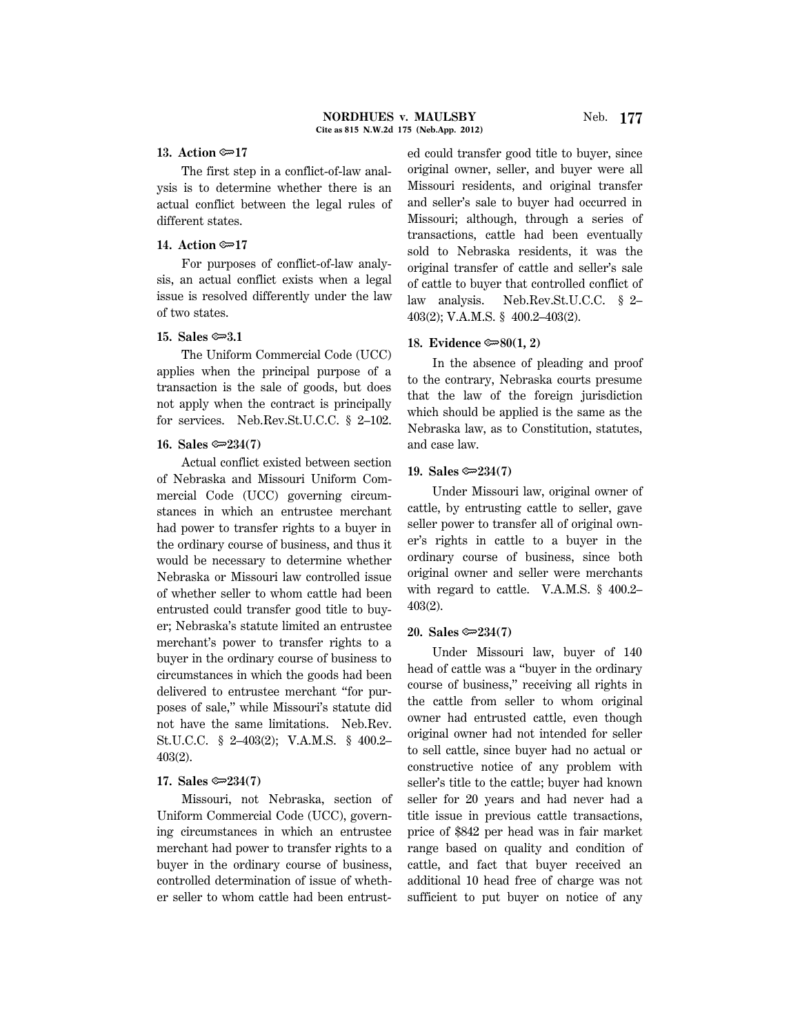**13. Action ⚖17**

The first step in a conflict-of-law analysis is to determine whether there is an actual conflict between the legal rules of different states.

**14. Action ⚖17**

For purposes of conflict-of-law analysis, an actual conflict exists when a legal issue is resolved differently under the law of two states.

**15. Sales ⚖3.1**

The Uniform Commercial Code (UCC) applies when the principal purpose of a transaction is the sale of goods, but does not apply when the contract is principally for services. Neb.Rev.St.U.C.C. § 2–102.

**16. Sales ⚖234(7)**

Actual conflict existed between section of Nebraska and Missouri Uniform Commercial Code (UCC) governing circumstances in which an entrustee merchant had power to transfer rights to a buyer in the ordinary course of business, and thus it would be necessary to determine whether Nebraska or Missouri law controlled issue of whether seller to whom cattle had been entrusted could transfer good title to buyer; Nebraska's statute limited an entrustee merchant's power to transfer rights to a buyer in the ordinary course of business to circumstances in which the goods had been delivered to entrustee merchant "for purposes of sale," while Missouri's statute did not have the same limitations. Neb.Rev.St.U.C.C. § 2–403(2); V.A.M.S. § 400.2–403(2).

**17. Sales ⚖234(7)**

Missouri, not Nebraska, section of Uniform Commercial Code (UCC), governing circumstances in which an entrustee merchant had power to transfer rights to a buyer in the ordinary course of business, controlled determination of issue of whether seller to whom cattle had been entrusted could transfer good title to buyer, since original owner, seller, and buyer were all Missouri residents, and original transfer and seller's sale to buyer had occurred in Missouri; although, through a series of transactions, cattle had been eventually sold to Nebraska residents, it was the original transfer of cattle and seller's sale of cattle to buyer that controlled conflict of law analysis. Neb.Rev.St.U.C.C. § 2–403(2); V.A.M.S. § 400.2–403(2).

**18. Evidence ⚖80(1, 2)**

In the absence of pleading and proof to the contrary, Nebraska courts presume that the law of the foreign jurisdiction which should be applied is the same as the Nebraska law, as to Constitution, statutes, and case law.

**19. Sales ⚖234(7)**

Under Missouri law, original owner of cattle, by entrusting cattle to seller, gave seller power to transfer all of original owner's rights in cattle to a buyer in the ordinary course of business, since both original owner and seller were merchants with regard to cattle. V.A.M.S. § 400.2–403(2).

**20. Sales ⚖234(7)**

Under Missouri law, buyer of 140 head of cattle was a "buyer in the ordinary course of business," receiving all rights in the cattle from seller to whom original owner had entrusted cattle, even though original owner had not intended for seller to sell cattle, since buyer had no actual or constructive notice of any problem with seller's title to the cattle; buyer had known seller for 20 years and had never had a title issue in previous cattle transactions, price of $842 per head was in fair market range based on quality and condition of cattle, and fact that buyer received an additional 10 head free of charge was not sufficient to put buyer on notice of any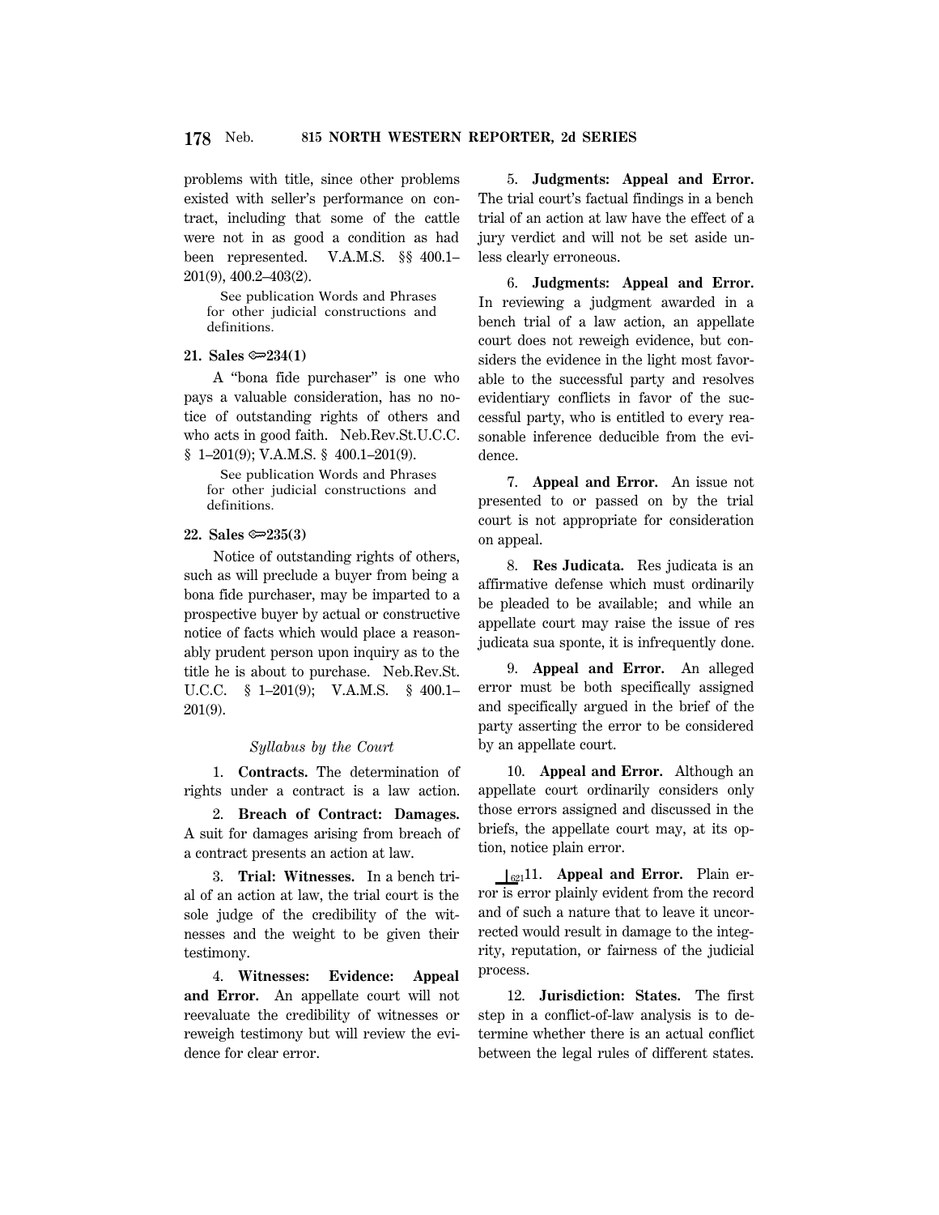problems with title, since other problems existed with seller's performance on contract, including that some of the cattle were not in as good a condition as had been represented. V.A.M.S. §§ 400.1–201(9), 400.2–403(2).

See publication Words and Phrases for other judicial constructions and definitions.

**21. Sales ⚡234(1)**

A "bona fide purchaser" is one who pays a valuable consideration, has no notice of outstanding rights of others and who acts in good faith. Neb.Rev.St.U.C.C. § 1–201(9); V.A.M.S. § 400.1–201(9).

See publication Words and Phrases for other judicial constructions and definitions.

**22. Sales ⚡235(3)**

Notice of outstanding rights of others, such as will preclude a buyer from being a bona fide purchaser, may be imparted to a prospective buyer by actual or constructive notice of facts which would place a reasonably prudent person upon inquiry as to the title he is about to purchase. Neb.Rev.St. U.C.C. § 1–201(9); V.A.M.S. § 400.1–201(9).

*Syllabus by the Court*

1. **Contracts.** The determination of rights under a contract is a law action.

2. **Breach of Contract: Damages.** A suit for damages arising from breach of a contract presents an action at law.

3. **Trial: Witnesses.** In a bench trial of an action at law, the trial court is the sole judge of the credibility of the witnesses and the weight to be given their testimony.

4. **Witnesses: Evidence: Appeal and Error.** An appellate court will not reevaluate the credibility of witnesses or reweigh testimony but will review the evidence for clear error.

5. **Judgments: Appeal and Error.** The trial court's factual findings in a bench trial of an action at law have the effect of a jury verdict and will not be set aside unless clearly erroneous.

6. **Judgments: Appeal and Error.** In reviewing a judgment awarded in a bench trial of a law action, an appellate court does not reweigh evidence, but considers the evidence in the light most favorable to the successful party and resolves evidentiary conflicts in favor of the successful party, who is entitled to every reasonable inference deducible from the evidence.

7. **Appeal and Error.** An issue not presented to or passed on by the trial court is not appropriate for consideration on appeal.

8. **Res Judicata.** Res judicata is an affirmative defense which must ordinarily be pleaded to be available; and while an appellate court may raise the issue of res judicata sua sponte, it is infrequently done.

9. **Appeal and Error.** An alleged error must be both specifically assigned and specifically argued in the brief of the party asserting the error to be considered by an appellate court.

10. **Appeal and Error.** Although an appellate court ordinarily considers only those errors assigned and discussed in the briefs, the appellate court may, at its option, notice plain error.

[621] 11. **Appeal and Error.** Plain error is error plainly evident from the record and of such a nature that to leave it uncorrected would result in damage to the integrity, reputation, or fairness of the judicial process.

12. **Jurisdiction: States.** The first step in a conflict-of-law analysis is to determine whether there is an actual conflict between the legal rules of different states.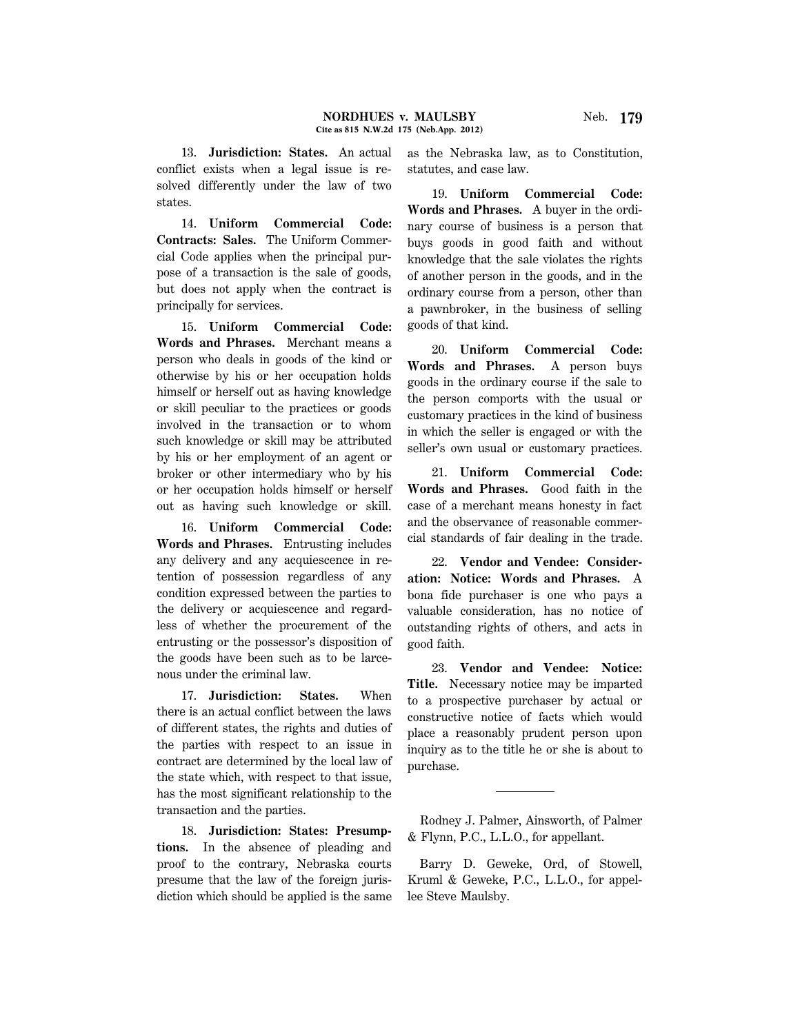13. **Jurisdiction: States.** An actual conflict exists when a legal issue is resolved differently under the law of two states.

14. **Uniform Commercial Code: Contracts: Sales.** The Uniform Commercial Code applies when the principal purpose of a transaction is the sale of goods, but does not apply when the contract is principally for services.

15. **Uniform Commercial Code: Words and Phrases.** Merchant means a person who deals in goods of the kind or otherwise by his or her occupation holds himself or herself out as having knowledge or skill peculiar to the practices or goods involved in the transaction or to whom such knowledge or skill may be attributed by his or her employment of an agent or broker or other intermediary who by his or her occupation holds himself or herself out as having such knowledge or skill.

16. **Uniform Commercial Code: Words and Phrases.** Entrusting includes any delivery and any acquiescence in retention of possession regardless of any condition expressed between the parties to the delivery or acquiescence and regardless of whether the procurement of the entrusting or the possessor's disposition of the goods have been such as to be larcenous under the criminal law.

17. **Jurisdiction: States.** When there is an actual conflict between the laws of different states, the rights and duties of the parties with respect to an issue in contract are determined by the local law of the state which, with respect to that issue, has the most significant relationship to the transaction and the parties.

18. **Jurisdiction: States: Presumptions.** In the absence of pleading and proof to the contrary, Nebraska courts presume that the law of the foreign jurisdiction which should be applied is the same as the Nebraska law, as to Constitution, statutes, and case law.

19. **Uniform Commercial Code: Words and Phrases.** A buyer in the ordinary course of business is a person that buys goods in good faith and without knowledge that the sale violates the rights of another person in the goods, and in the ordinary course from a person, other than a pawnbroker, in the business of selling goods of that kind.

20. **Uniform Commercial Code: Words and Phrases.** A person buys goods in the ordinary course if the sale to the person comports with the usual or customary practices in the kind of business in which the seller is engaged or with the seller's own usual or customary practices.

21. **Uniform Commercial Code: Words and Phrases.** Good faith in the case of a merchant means honesty in fact and the observance of reasonable commercial standards of fair dealing in the trade.

22. **Vendor and Vendee: Consideration: Notice: Words and Phrases.** A bona fide purchaser is one who pays a valuable consideration, has no notice of outstanding rights of others, and acts in good faith.

23. **Vendor and Vendee: Notice: Title.** Necessary notice may be imparted to a prospective purchaser by actual or constructive notice of facts which would place a reasonably prudent person upon inquiry as to the title he or she is about to purchase.

---

Rodney J. Palmer, Ainsworth, of Palmer & Flynn, P.C., L.L.O., for appellant.

Barry D. Geweke, Ord, of Stowell, Kruml & Geweke, P.C., L.L.O., for appellee Steve Maulsby.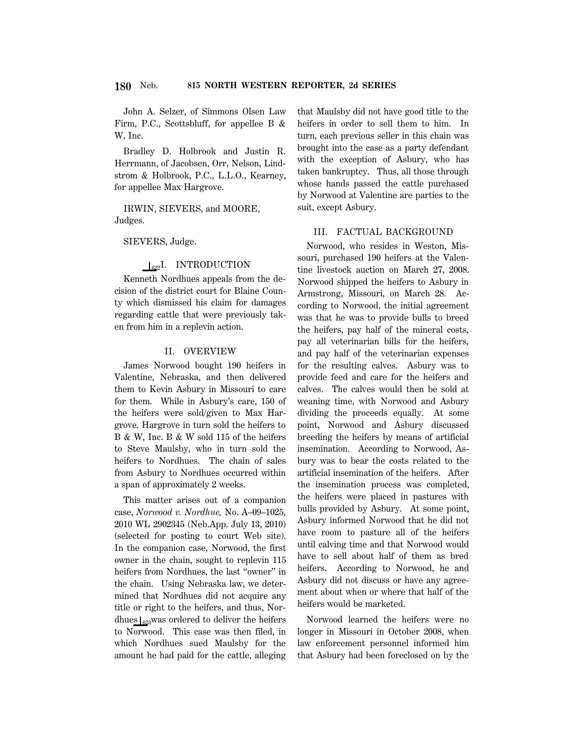John A. Selzer, of Simmons Olsen Law Firm, P.C., Scottsbluff, for appellee B & W, Inc.

Bradley D. Holbrook and Justin R. Herrmann, of Jacobsen, Orr, Nelson, Lindstrom & Holbrook, P.C., L.L.O., Kearney, for appellee Max Hargrove.

IRWIN, SIEVERS, and MOORE, Judges.

SIEVERS, Judge.

## ⌊622I. INTRODUCTION

Kenneth Nordhues appeals from the decision of the district court for Blaine County which dismissed his claim for damages regarding cattle that were previously taken from him in a replevin action.

## II. OVERVIEW

James Norwood bought 190 heifers in Valentine, Nebraska, and then delivered them to Kevin Asbury in Missouri to care for them. While in Asbury's care, 150 of the heifers were sold/given to Max Hargrove. Hargrove in turn sold the heifers to B & W, Inc. B & W sold 115 of the heifers to Steve Maulsby, who in turn sold the heifers to Nordhues. The chain of sales from Asbury to Nordhues occurred within a span of approximately 2 weeks.

This matter arises out of a companion case, *Norwood v. Nordhue,* No. A–09–1025, 2010 WL 2902345 (Neb.App. July 13, 2010) (selected for posting to court Web site). In the companion case, Norwood, the first owner in the chain, sought to replevin 115 heifers from Nordhues, the last "owner" in the chain. Using Nebraska law, we determined that Nordhues did not acquire any title or right to the heifers, and thus, Nordhues⌊623was ordered to deliver the heifers to Norwood. This case was then filed, in which Nordhues sued Maulsby for the amount he had paid for the cattle, alleging that Maulsby did not have good title to the heifers in order to sell them to him. In turn, each previous seller in this chain was brought into the case as a party defendant with the exception of Asbury, who has taken bankruptcy. Thus, all those through whose hands passed the cattle purchased by Norwood at Valentine are parties to the suit, except Asbury.

## III. FACTUAL BACKGROUND

Norwood, who resides in Weston, Missouri, purchased 190 heifers at the Valentine livestock auction on March 27, 2008. Norwood shipped the heifers to Asbury in Armstrong, Missouri, on March 28. According to Norwood, the initial agreement was that he was to provide bulls to breed the heifers, pay half of the mineral costs, pay all veterinarian bills for the heifers, and pay half of the veterinarian expenses for the resulting calves. Asbury was to provide feed and care for the heifers and calves. The calves would then be sold at weaning time, with Norwood and Asbury dividing the proceeds equally. At some point, Norwood and Asbury discussed breeding the heifers by means of artificial insemination. According to Norwood, Asbury was to bear the costs related to the artificial insemination of the heifers. After the insemination process was completed, the heifers were placed in pastures with bulls provided by Asbury. At some point, Asbury informed Norwood that he did not have room to pasture all of the heifers until calving time and that Norwood would have to sell about half of them as bred heifers. According to Norwood, he and Asbury did not discuss or have any agreement about when or where that half of the heifers would be marketed.

Norwood learned the heifers were no longer in Missouri in October 2008, when law enforcement personnel informed him that Asbury had been foreclosed on by the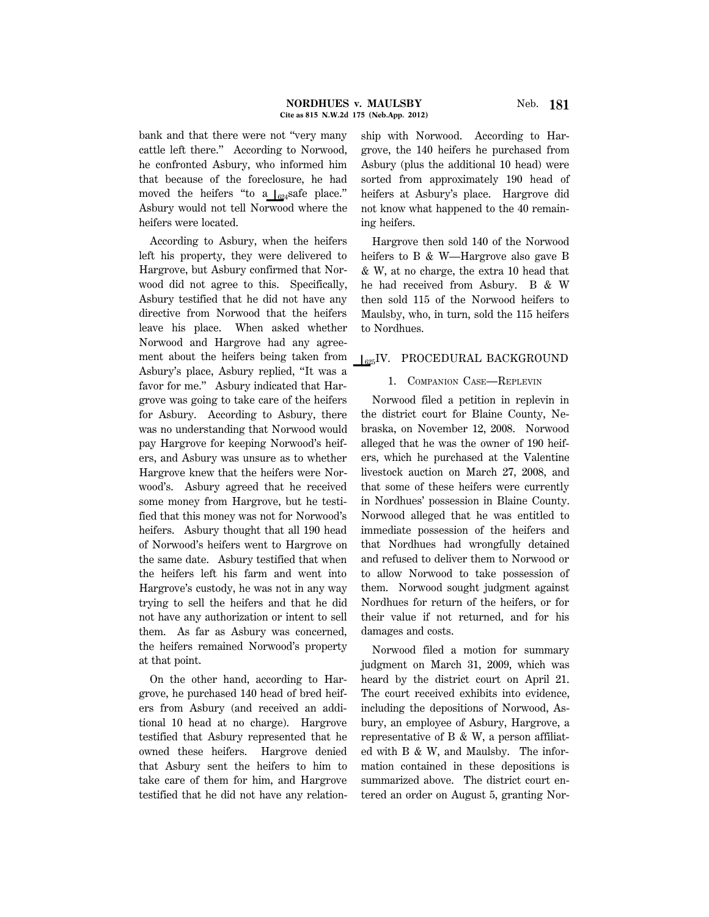bank and that there were not "very many cattle left there." According to Norwood, he confronted Asbury, who informed him that because of the foreclosure, he had moved the heifers "to a ⌊624safe place." Asbury would not tell Norwood where the heifers were located.

According to Asbury, when the heifers left his property, they were delivered to Hargrove, but Asbury confirmed that Norwood did not agree to this. Specifically, Asbury testified that he did not have any directive from Norwood that the heifers leave his place. When asked whether Norwood and Hargrove had any agreement about the heifers being taken from Asbury's place, Asbury replied, "It was a favor for me." Asbury indicated that Hargrove was going to take care of the heifers for Asbury. According to Asbury, there was no understanding that Norwood would pay Hargrove for keeping Norwood's heifers, and Asbury was unsure as to whether Hargrove knew that the heifers were Norwood's. Asbury agreed that he received some money from Hargrove, but he testified that this money was not for Norwood's heifers. Asbury thought that all 190 head of Norwood's heifers went to Hargrove on the same date. Asbury testified that when the heifers left his farm and went into Hargrove's custody, he was not in any way trying to sell the heifers and that he did not have any authorization or intent to sell them. As far as Asbury was concerned, the heifers remained Norwood's property at that point.

On the other hand, according to Hargrove, he purchased 140 head of bred heifers from Asbury (and received an additional 10 head at no charge). Hargrove testified that Asbury represented that he owned these heifers. Hargrove denied that Asbury sent the heifers to him to take care of them for him, and Hargrove testified that he did not have any relationship with Norwood. According to Hargrove, the 140 heifers he purchased from Asbury (plus the additional 10 head) were sorted from approximately 190 head of heifers at Asbury's place. Hargrove did not know what happened to the 40 remaining heifers.

Hargrove then sold 140 of the Norwood heifers to B & W—Hargrove also gave B & W, at no charge, the extra 10 head that he had received from Asbury. B & W then sold 115 of the Norwood heifers to Maulsby, who, in turn, sold the 115 heifers to Nordhues.

## ⌊625IV. PROCEDURAL BACKGROUND

### 1. Companion Case—Replevin

Norwood filed a petition in replevin in the district court for Blaine County, Nebraska, on November 12, 2008. Norwood alleged that he was the owner of 190 heifers, which he purchased at the Valentine livestock auction on March 27, 2008, and that some of these heifers were currently in Nordhues' possession in Blaine County. Norwood alleged that he was entitled to immediate possession of the heifers and that Nordhues had wrongfully detained and refused to deliver them to Norwood or to allow Norwood to take possession of them. Norwood sought judgment against Nordhues for return of the heifers, or for their value if not returned, and for his damages and costs.

Norwood filed a motion for summary judgment on March 31, 2009, which was heard by the district court on April 21. The court received exhibits into evidence, including the depositions of Norwood, Asbury, an employee of Asbury, Hargrove, a representative of B & W, a person affiliated with B & W, and Maulsby. The information contained in these depositions is summarized above. The district court entered an order on August 5, granting Nor-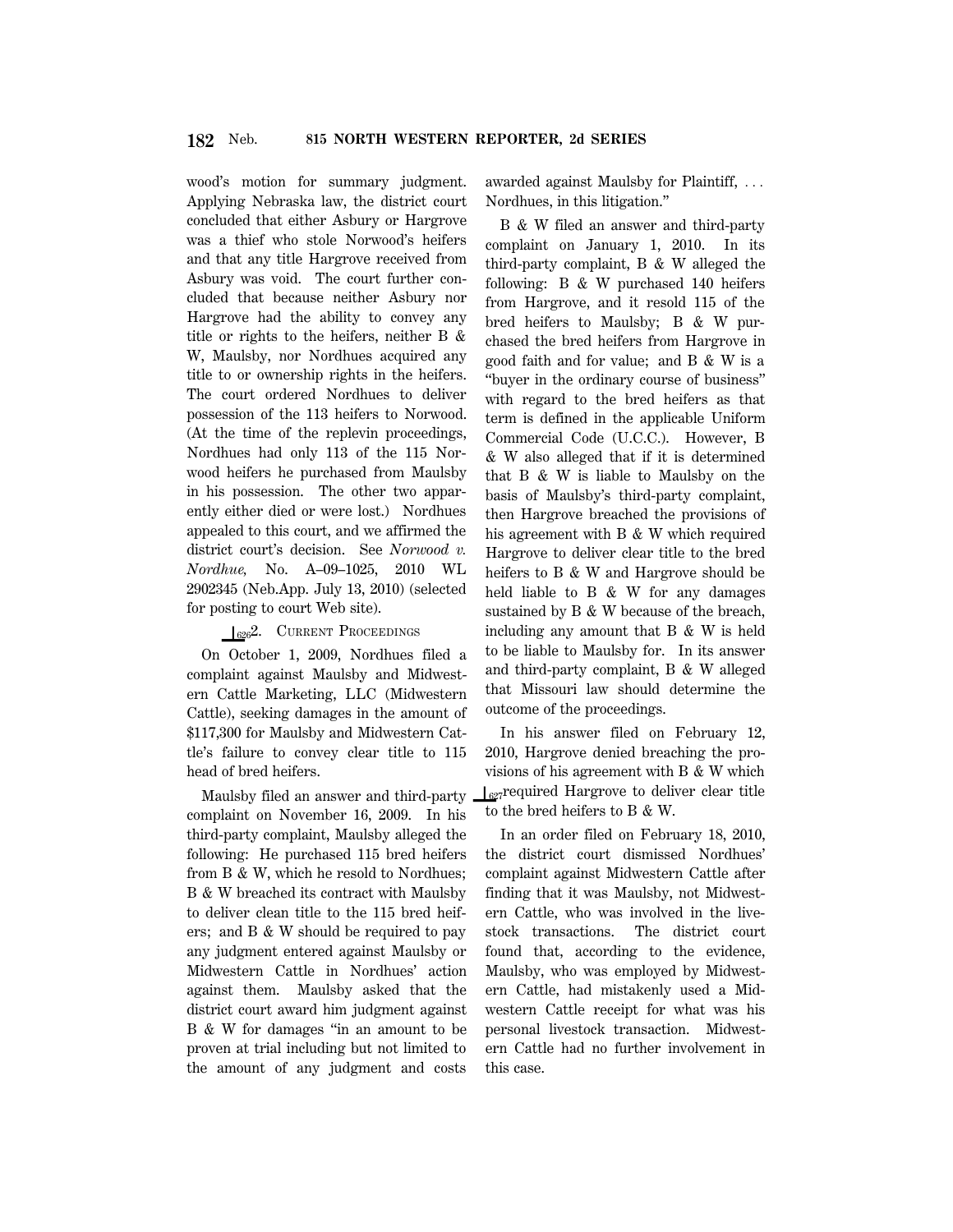wood's motion for summary judgment. Applying Nebraska law, the district court concluded that either Asbury or Hargrove was a thief who stole Norwood's heifers and that any title Hargrove received from Asbury was void. The court further concluded that because neither Asbury nor Hargrove had the ability to convey any title or rights to the heifers, neither B & W, Maulsby, nor Nordhues acquired any title to or ownership rights in the heifers. The court ordered Nordhues to deliver possession of the 113 heifers to Norwood. (At the time of the replevin proceedings, Nordhues had only 113 of the 115 Norwood heifers he purchased from Maulsby in his possession. The other two apparently either died or were lost.) Nordhues appealed to this court, and we affirmed the district court's decision. See *Norwood v. Nordhue,* No. A–09–1025, 2010 WL 2902345 (Neb.App. July 13, 2010) (selected for posting to court Web site).

### 626 2. Current Proceedings

On October 1, 2009, Nordhues filed a complaint against Maulsby and Midwestern Cattle Marketing, LLC (Midwestern Cattle), seeking damages in the amount of $117,300 for Maulsby and Midwestern Cattle's failure to convey clear title to 115 head of bred heifers.

Maulsby filed an answer and third-party complaint on November 16, 2009. In his third-party complaint, Maulsby alleged the following: He purchased 115 bred heifers from B & W, which he resold to Nordhues; B & W breached its contract with Maulsby to deliver clean title to the 115 bred heifers; and B & W should be required to pay any judgment entered against Maulsby or Midwestern Cattle in Nordhues' action against them. Maulsby asked that the district court award him judgment against B & W for damages "in an amount to be proven at trial including but not limited to the amount of any judgment and costs awarded against Maulsby for Plaintiff, . . . Nordhues, in this litigation."

B & W filed an answer and third-party complaint on January 1, 2010. In its third-party complaint, B & W alleged the following: B & W purchased 140 heifers from Hargrove, and it resold 115 of the bred heifers to Maulsby; B & W purchased the bred heifers from Hargrove in good faith and for value; and B & W is a "buyer in the ordinary course of business" with regard to the bred heifers as that term is defined in the applicable Uniform Commercial Code (U.C.C.). However, B & W also alleged that if it is determined that B & W is liable to Maulsby on the basis of Maulsby's third-party complaint, then Hargrove breached the provisions of his agreement with B & W which required Hargrove to deliver clear title to the bred heifers to B & W and Hargrove should be held liable to B & W for any damages sustained by B & W because of the breach, including any amount that B & W is held to be liable to Maulsby for. In its answer and third-party complaint, B & W alleged that Missouri law should determine the outcome of the proceedings.

In his answer filed on February 12, 2010, Hargrove denied breaching the provisions of his agreement with B & W which 627 required Hargrove to deliver clear title to the bred heifers to B & W.

In an order filed on February 18, 2010, the district court dismissed Nordhues' complaint against Midwestern Cattle after finding that it was Maulsby, not Midwestern Cattle, who was involved in the livestock transactions. The district court found that, according to the evidence, Maulsby, who was employed by Midwestern Cattle, had mistakenly used a Midwestern Cattle receipt for what was his personal livestock transaction. Midwestern Cattle had no further involvement in this case.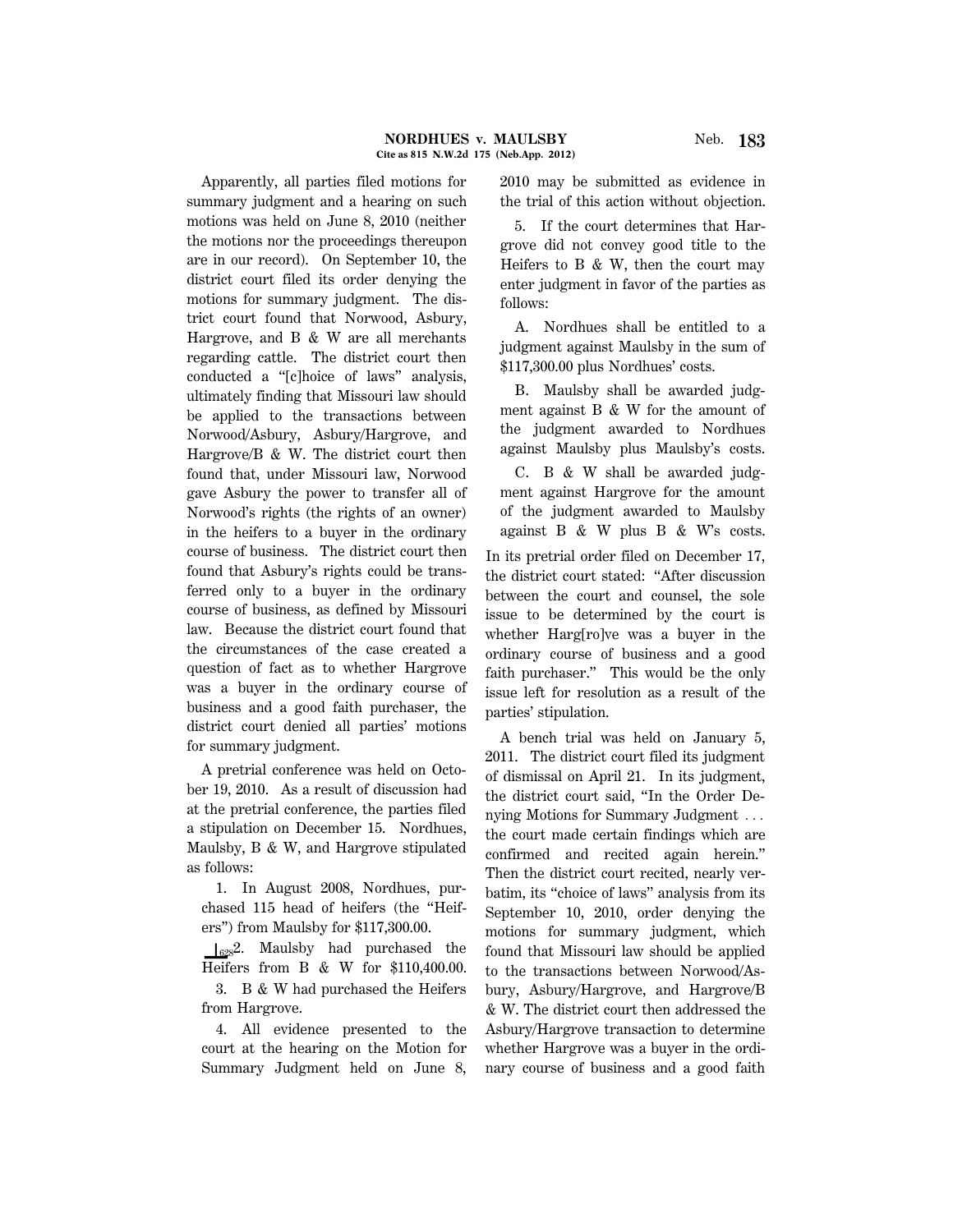Apparently, all parties filed motions for summary judgment and a hearing on such motions was held on June 8, 2010 (neither the motions nor the proceedings thereupon are in our record). On September 10, the district court filed its order denying the motions for summary judgment. The district court found that Norwood, Asbury, Hargrove, and B & W are all merchants regarding cattle. The district court then conducted a "[c]hoice of laws" analysis, ultimately finding that Missouri law should be applied to the transactions between Norwood/Asbury, Asbury/Hargrove, and Hargrove/B & W. The district court then found that, under Missouri law, Norwood gave Asbury the power to transfer all of Norwood's rights (the rights of an owner) in the heifers to a buyer in the ordinary course of business. The district court then found that Asbury's rights could be transferred only to a buyer in the ordinary course of business, as defined by Missouri law. Because the district court found that the circumstances of the case created a question of fact as to whether Hargrove was a buyer in the ordinary course of business and a good faith purchaser, the district court denied all parties' motions for summary judgment.

A pretrial conference was held on October 19, 2010. As a result of discussion had at the pretrial conference, the parties filed a stipulation on December 15. Nordhues, Maulsby, B & W, and Hargrove stipulated as follows:

1. In August 2008, Nordhues, purchased 115 head of heifers (the "Heifers") from Maulsby for $117,300.00.

⌊628 2. Maulsby had purchased the Heifers from B & W for $110,400.00.

3. B & W had purchased the Heifers from Hargrove.

4. All evidence presented to the court at the hearing on the Motion for Summary Judgment held on June 8, 2010 may be submitted as evidence in the trial of this action without objection.

5. If the court determines that Hargrove did not convey good title to the Heifers to B & W, then the court may enter judgment in favor of the parties as follows:

A. Nordhues shall be entitled to a judgment against Maulsby in the sum of $117,300.00 plus Nordhues' costs.

B. Maulsby shall be awarded judgment against B & W for the amount of the judgment awarded to Nordhues against Maulsby plus Maulsby's costs.

C. B & W shall be awarded judgment against Hargrove for the amount of the judgment awarded to Maulsby against B & W plus B & W's costs.

In its pretrial order filed on December 17, the district court stated: "After discussion between the court and counsel, the sole issue to be determined by the court is whether Harg[ro]ve was a buyer in the ordinary course of business and a good faith purchaser." This would be the only issue left for resolution as a result of the parties' stipulation.

A bench trial was held on January 5, 2011. The district court filed its judgment of dismissal on April 21. In its judgment, the district court said, "In the Order Denying Motions for Summary Judgment ... the court made certain findings which are confirmed and recited again herein." Then the district court recited, nearly verbatim, its "choice of laws" analysis from its September 10, 2010, order denying the motions for summary judgment, which found that Missouri law should be applied to the transactions between Norwood/Asbury, Asbury/Hargrove, and Hargrove/B & W. The district court then addressed the Asbury/Hargrove transaction to determine whether Hargrove was a buyer in the ordinary course of business and a good faith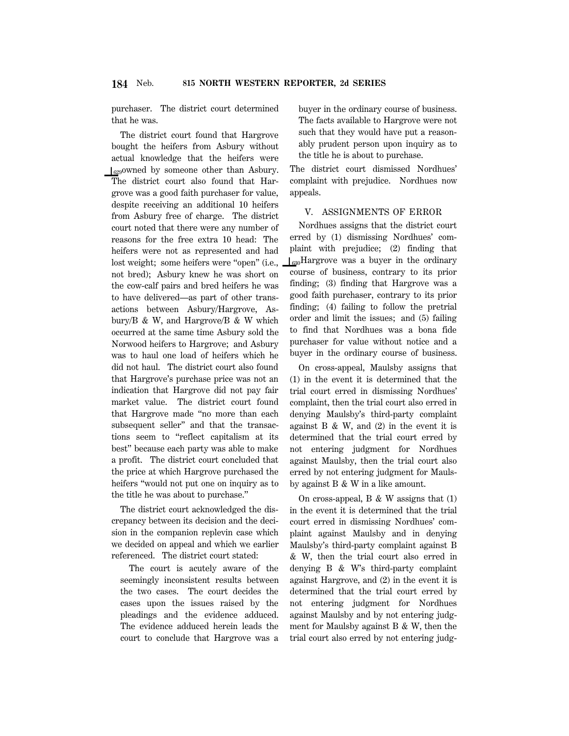purchaser. The district court determined that he was.

The district court found that Hargrove bought the heifers from Asbury without actual knowledge that the heifers were ⌊629owned by someone other than Asbury. The district court also found that Hargrove was a good faith purchaser for value, despite receiving an additional 10 heifers from Asbury free of charge. The district court noted that there were any number of reasons for the free extra 10 head: The heifers were not as represented and had lost weight; some heifers were "open" (i.e., not bred); Asbury knew he was short on the cow-calf pairs and bred heifers he was to have delivered—as part of other transactions between Asbury/Hargrove, Asbury/B & W, and Hargrove/B & W which occurred at the same time Asbury sold the Norwood heifers to Hargrove; and Asbury was to haul one load of heifers which he did not haul. The district court also found that Hargrove's purchase price was not an indication that Hargrove did not pay fair market value. The district court found that Hargrove made "no more than each subsequent seller" and that the transactions seem to "reflect capitalism at its best" because each party was able to make a profit. The district court concluded that the price at which Hargrove purchased the heifers "would not put one on inquiry as to the title he was about to purchase."

The district court acknowledged the discrepancy between its decision and the decision in the companion replevin case which we decided on appeal and which we earlier referenced. The district court stated:

> The court is acutely aware of the seemingly inconsistent results between the two cases. The court decides the cases upon the issues raised by the pleadings and the evidence adduced. The evidence adduced herein leads the court to conclude that Hargrove was a buyer in the ordinary course of business. The facts available to Hargrove were not such that they would have put a reasonably prudent person upon inquiry as to the title he is about to purchase.

The district court dismissed Nordhues' complaint with prejudice. Nordhues now appeals.

## V. ASSIGNMENTS OF ERROR

Nordhues assigns that the district court erred by (1) dismissing Nordhues' complaint with prejudice; (2) finding that ⌊630Hargrove was a buyer in the ordinary course of business, contrary to its prior finding; (3) finding that Hargrove was a good faith purchaser, contrary to its prior finding; (4) failing to follow the pretrial order and limit the issues; and (5) failing to find that Nordhues was a bona fide purchaser for value without notice and a buyer in the ordinary course of business.

On cross-appeal, Maulsby assigns that (1) in the event it is determined that the trial court erred in dismissing Nordhues' complaint, then the trial court also erred in denying Maulsby's third-party complaint against B & W, and (2) in the event it is determined that the trial court erred by not entering judgment for Nordhues against Maulsby, then the trial court also erred by not entering judgment for Maulsby against B & W in a like amount.

On cross-appeal, B & W assigns that (1) in the event it is determined that the trial court erred in dismissing Nordhues' complaint against Maulsby and in denying Maulsby's third-party complaint against B & W, then the trial court also erred in denying B & W's third-party complaint against Hargrove, and (2) in the event it is determined that the trial court erred by not entering judgment for Nordhues against Maulsby and by not entering judgment for Maulsby against B & W, then the trial court also erred by not entering judg-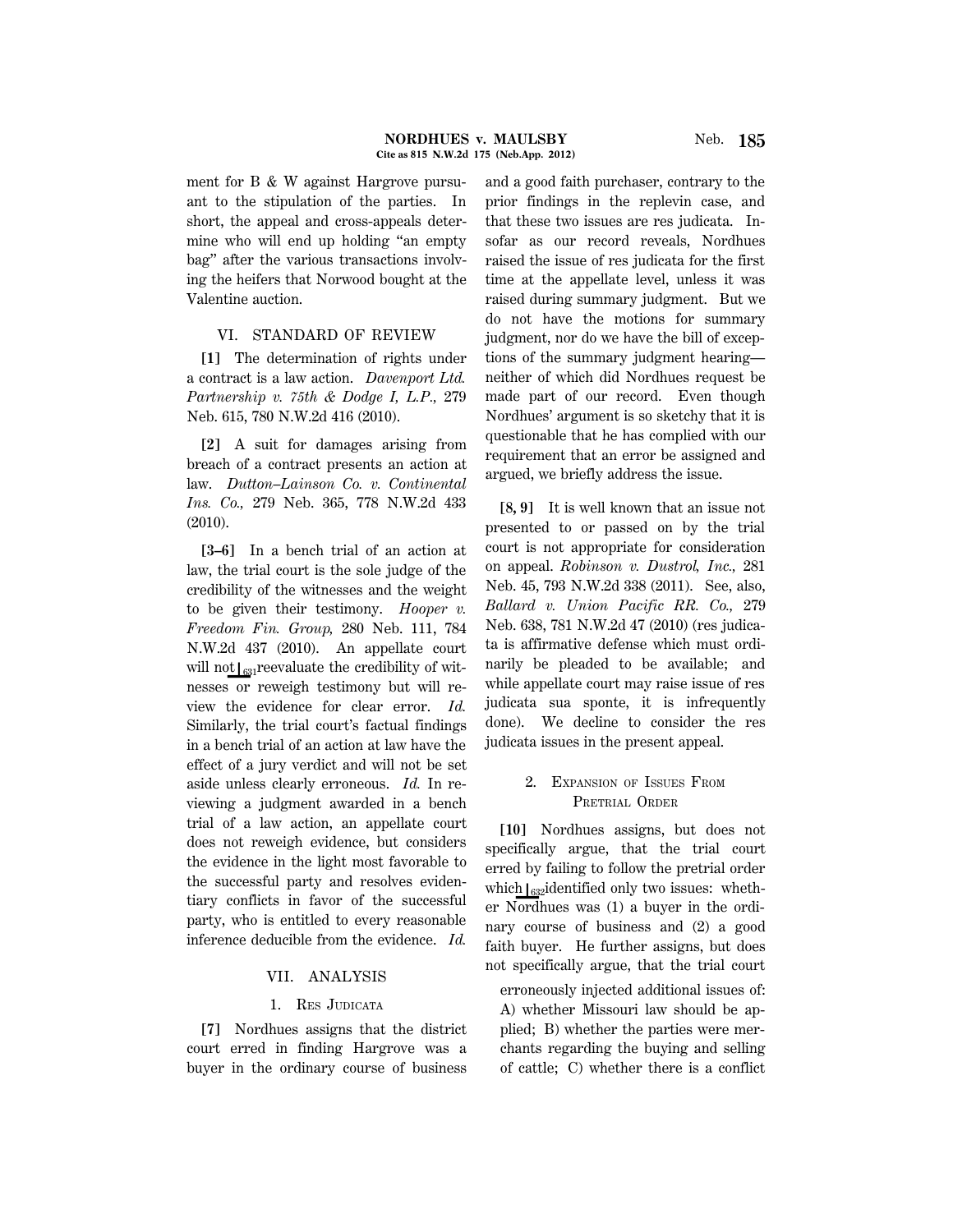ment for B & W against Hargrove pursuant to the stipulation of the parties. In short, the appeal and cross-appeals determine who will end up holding "an empty bag" after the various transactions involving the heifers that Norwood bought at the Valentine auction.

## VI. STANDARD OF REVIEW

**[1]** The determination of rights under a contract is a law action. *Davenport Ltd. Partnership v. 75th & Dodge I, L.P.,* 279 Neb. 615, 780 N.W.2d 416 (2010).

**[2]** A suit for damages arising from breach of a contract presents an action at law. *Dutton–Lainson Co. v. Continental Ins. Co.,* 279 Neb. 365, 778 N.W.2d 433 (2010).

**[3–6]** In a bench trial of an action at law, the trial court is the sole judge of the credibility of the witnesses and the weight to be given their testimony. *Hooper v. Freedom Fin. Group,* 280 Neb. 111, 784 N.W.2d 437 (2010). An appellate court will not ⌊631 reevaluate the credibility of witnesses or reweigh testimony but will review the evidence for clear error. *Id.* Similarly, the trial court's factual findings in a bench trial of an action at law have the effect of a jury verdict and will not be set aside unless clearly erroneous. *Id.* In reviewing a judgment awarded in a bench trial of a law action, an appellate court does not reweigh evidence, but considers the evidence in the light most favorable to the successful party and resolves evidentiary conflicts in favor of the successful party, who is entitled to every reasonable inference deducible from the evidence. *Id.*

## VII. ANALYSIS

### 1. Res Judicata

**[7]** Nordhues assigns that the district court erred in finding Hargrove was a buyer in the ordinary course of business and a good faith purchaser, contrary to the prior findings in the replevin case, and that these two issues are res judicata. Insofar as our record reveals, Nordhues raised the issue of res judicata for the first time at the appellate level, unless it was raised during summary judgment. But we do not have the motions for summary judgment, nor do we have the bill of exceptions of the summary judgment hearing—neither of which did Nordhues request be made part of our record. Even though Nordhues' argument is so sketchy that it is questionable that he has complied with our requirement that an error be assigned and argued, we briefly address the issue.

**[8, 9]** It is well known that an issue not presented to or passed on by the trial court is not appropriate for consideration on appeal. *Robinson v. Dustrol, Inc.,* 281 Neb. 45, 793 N.W.2d 338 (2011). See, also, *Ballard v. Union Pacific RR. Co.,* 279 Neb. 638, 781 N.W.2d 47 (2010) (res judicata is affirmative defense which must ordinarily be pleaded to be available; and while appellate court may raise issue of res judicata sua sponte, it is infrequently done). We decline to consider the res judicata issues in the present appeal.

### 2. Expansion of Issues From Pretrial Order

**[10]** Nordhues assigns, but does not specifically argue, that the trial court erred by failing to follow the pretrial order which ⌊632 identified only two issues: whether Nordhues was (1) a buyer in the ordinary course of business and (2) a good faith buyer. He further assigns, but does not specifically argue, that the trial court

> erroneously injected additional issues of: A) whether Missouri law should be applied; B) whether the parties were merchants regarding the buying and selling of cattle; C) whether there is a conflict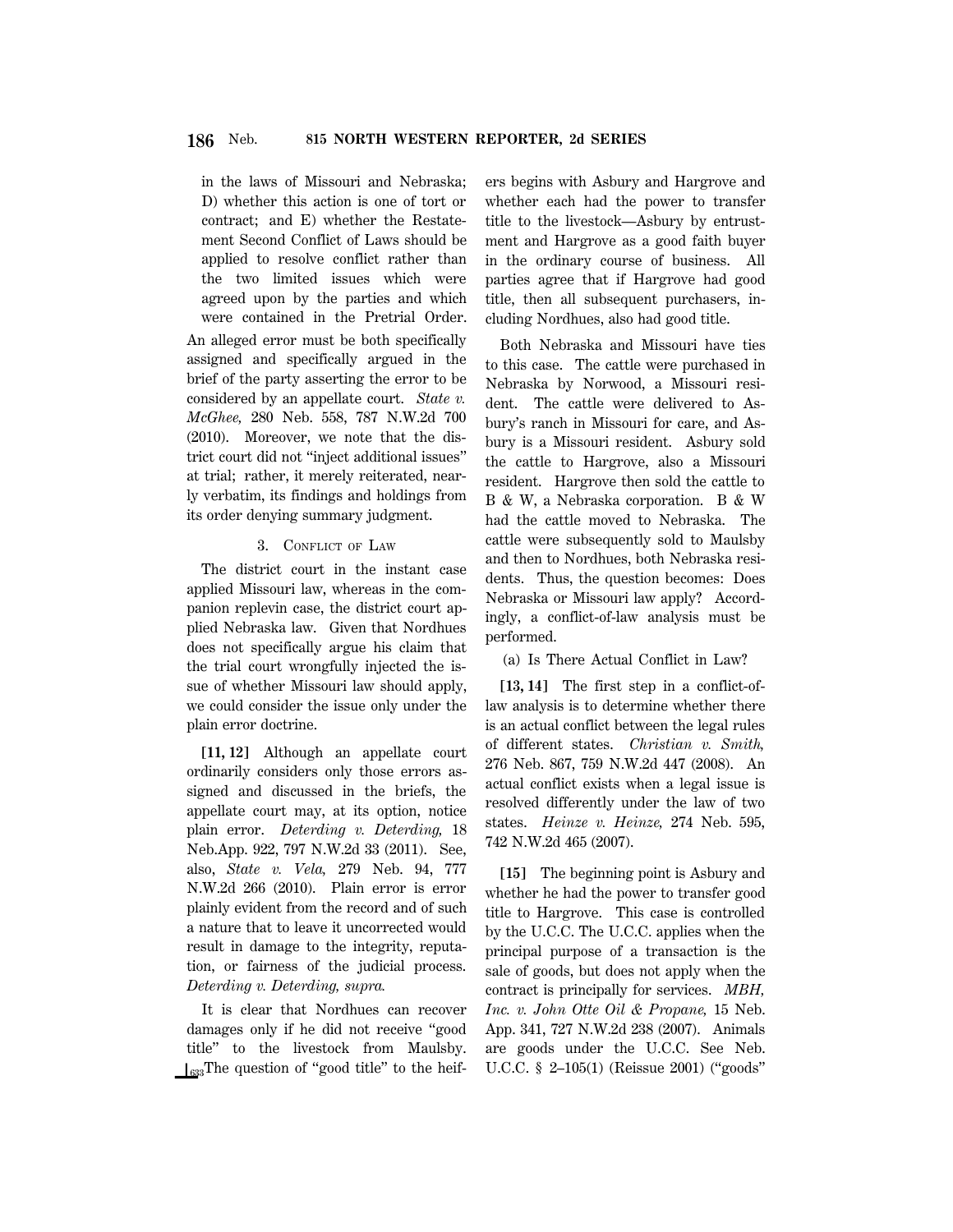in the laws of Missouri and Nebraska; D) whether this action is one of tort or contract; and E) whether the Restatement Second Conflict of Laws should be applied to resolve conflict rather than the two limited issues which were agreed upon by the parties and which were contained in the Pretrial Order.

An alleged error must be both specifically assigned and specifically argued in the brief of the party asserting the error to be considered by an appellate court. *State v. McGhee,* 280 Neb. 558, 787 N.W.2d 700 (2010). Moreover, we note that the district court did not "inject additional issues" at trial; rather, it merely reiterated, nearly verbatim, its findings and holdings from its order denying summary judgment.

### 3. Conflict of Law

The district court in the instant case applied Missouri law, whereas in the companion replevin case, the district court applied Nebraska law. Given that Nordhues does not specifically argue his claim that the trial court wrongfully injected the issue of whether Missouri law should apply, we could consider the issue only under the plain error doctrine.

**[11, 12]** Although an appellate court ordinarily considers only those errors assigned and discussed in the briefs, the appellate court may, at its option, notice plain error. *Deterding v. Deterding,* 18 Neb.App. 922, 797 N.W.2d 33 (2011). See, also, *State v. Vela,* 279 Neb. 94, 777 N.W.2d 266 (2010). Plain error is error plainly evident from the record and of such a nature that to leave it uncorrected would result in damage to the integrity, reputation, or fairness of the judicial process. *Deterding v. Deterding, supra.*

It is clear that Nordhues can recover damages only if he did not receive "good title" to the livestock from Maulsby. The question of "good title" to the heifers begins with Asbury and Hargrove and whether each had the power to transfer title to the livestock—Asbury by entrustment and Hargrove as a good faith buyer in the ordinary course of business. All parties agree that if Hargrove had good title, then all subsequent purchasers, including Nordhues, also had good title.

Both Nebraska and Missouri have ties to this case. The cattle were purchased in Nebraska by Norwood, a Missouri resident. The cattle were delivered to Asbury's ranch in Missouri for care, and Asbury is a Missouri resident. Asbury sold the cattle to Hargrove, also a Missouri resident. Hargrove then sold the cattle to B & W, a Nebraska corporation. B & W had the cattle moved to Nebraska. The cattle were subsequently sold to Maulsby and then to Nordhues, both Nebraska residents. Thus, the question becomes: Does Nebraska or Missouri law apply? Accordingly, a conflict-of-law analysis must be performed.

#### (a) Is There Actual Conflict in Law?

**[13, 14]** The first step in a conflict-of-law analysis is to determine whether there is an actual conflict between the legal rules of different states. *Christian v. Smith,* 276 Neb. 867, 759 N.W.2d 447 (2008). An actual conflict exists when a legal issue is resolved differently under the law of two states. *Heinze v. Heinze,* 274 Neb. 595, 742 N.W.2d 465 (2007).

**[15]** The beginning point is Asbury and whether he had the power to transfer good title to Hargrove. This case is controlled by the U.C.C. The U.C.C. applies when the principal purpose of a transaction is the sale of goods, but does not apply when the contract is principally for services. *MBH, Inc. v. John Otte Oil & Propane,* 15 Neb. App. 341, 727 N.W.2d 238 (2007). Animals are goods under the U.C.C. See Neb. U.C.C. § 2–105(1) (Reissue 2001) ("goods"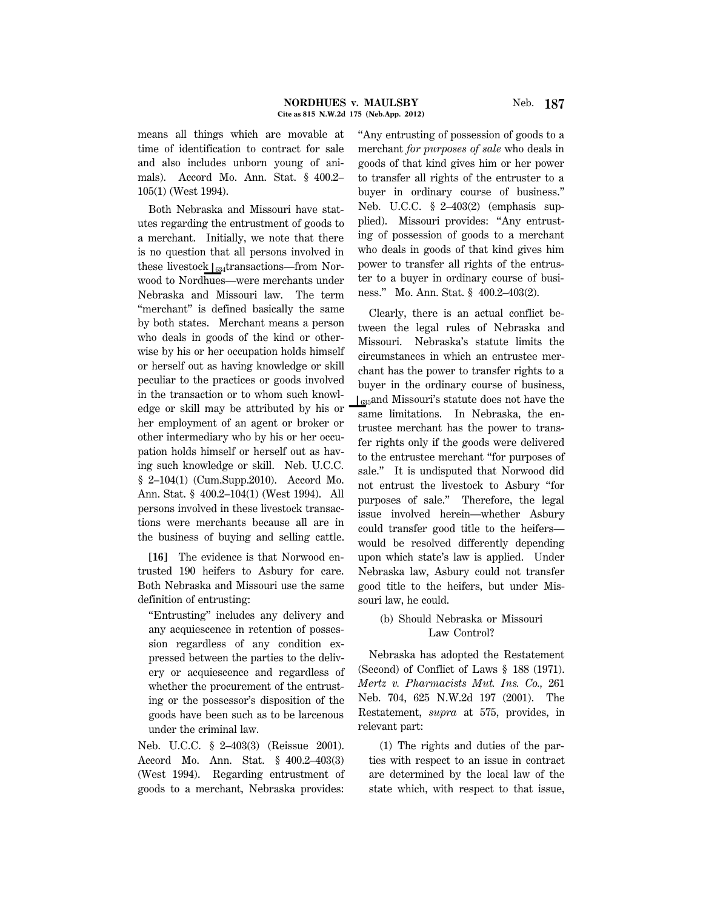means all things which are movable at time of identification to contract for sale and also includes unborn young of animals). Accord Mo. Ann. Stat. § 400.2–105(1) (West 1994).

Both Nebraska and Missouri have statutes regarding the entrustment of goods to a merchant. Initially, we note that there is no question that all persons involved in these livestock ⌊634transactions—from Norwood to Nordhues—were merchants under Nebraska and Missouri law. The term "merchant" is defined basically the same by both states. Merchant means a person who deals in goods of the kind or otherwise by his or her occupation holds himself or herself out as having knowledge or skill peculiar to the practices or goods involved in the transaction or to whom such knowledge or skill may be attributed by his or her employment of an agent or broker or other intermediary who by his or her occupation holds himself or herself out as having such knowledge or skill. Neb. U.C.C. § 2–104(1) (Cum.Supp.2010). Accord Mo. Ann. Stat. § 400.2–104(1) (West 1994). All persons involved in these livestock transactions were merchants because all are in the business of buying and selling cattle.

**[16]** The evidence is that Norwood entrusted 190 heifers to Asbury for care. Both Nebraska and Missouri use the same definition of entrusting:

> "Entrusting" includes any delivery and any acquiescence in retention of possession regardless of any condition expressed between the parties to the delivery or acquiescence and regardless of whether the procurement of the entrusting or the possessor's disposition of the goods have been such as to be larcenous under the criminal law.

Neb. U.C.C. § 2–403(3) (Reissue 2001). Accord Mo. Ann. Stat. § 400.2–403(3) (West 1994). Regarding entrustment of goods to a merchant, Nebraska provides: "Any entrusting of possession of goods to a merchant *for purposes of sale* who deals in goods of that kind gives him or her power to transfer all rights of the entruster to a buyer in ordinary course of business." Neb. U.C.C. § 2–403(2) (emphasis supplied). Missouri provides: "Any entrusting of possession of goods to a merchant who deals in goods of that kind gives him power to transfer all rights of the entruster to a buyer in ordinary course of business." Mo. Ann. Stat. § 400.2–403(2).

Clearly, there is an actual conflict between the legal rules of Nebraska and Missouri. Nebraska's statute limits the circumstances in which an entrustee merchant has the power to transfer rights to a buyer in the ordinary course of business, ⌊635and Missouri's statute does not have the same limitations. In Nebraska, the entrustee merchant has the power to transfer rights only if the goods were delivered to the entrustee merchant "for purposes of sale." It is undisputed that Norwood did not entrust the livestock to Asbury "for purposes of sale." Therefore, the legal issue involved herein—whether Asbury could transfer good title to the heifers—would be resolved differently depending upon which state's law is applied. Under Nebraska law, Asbury could not transfer good title to the heifers, but under Missouri law, he could.

(b) Should Nebraska or Missouri Law Control?

Nebraska has adopted the Restatement (Second) of Conflict of Laws § 188 (1971). *Mertz v. Pharmacists Mut. Ins. Co.,* 261 Neb. 704, 625 N.W.2d 197 (2001). The Restatement, *supra* at 575, provides, in relevant part:

> (1) The rights and duties of the parties with respect to an issue in contract are determined by the local law of the state which, with respect to that issue,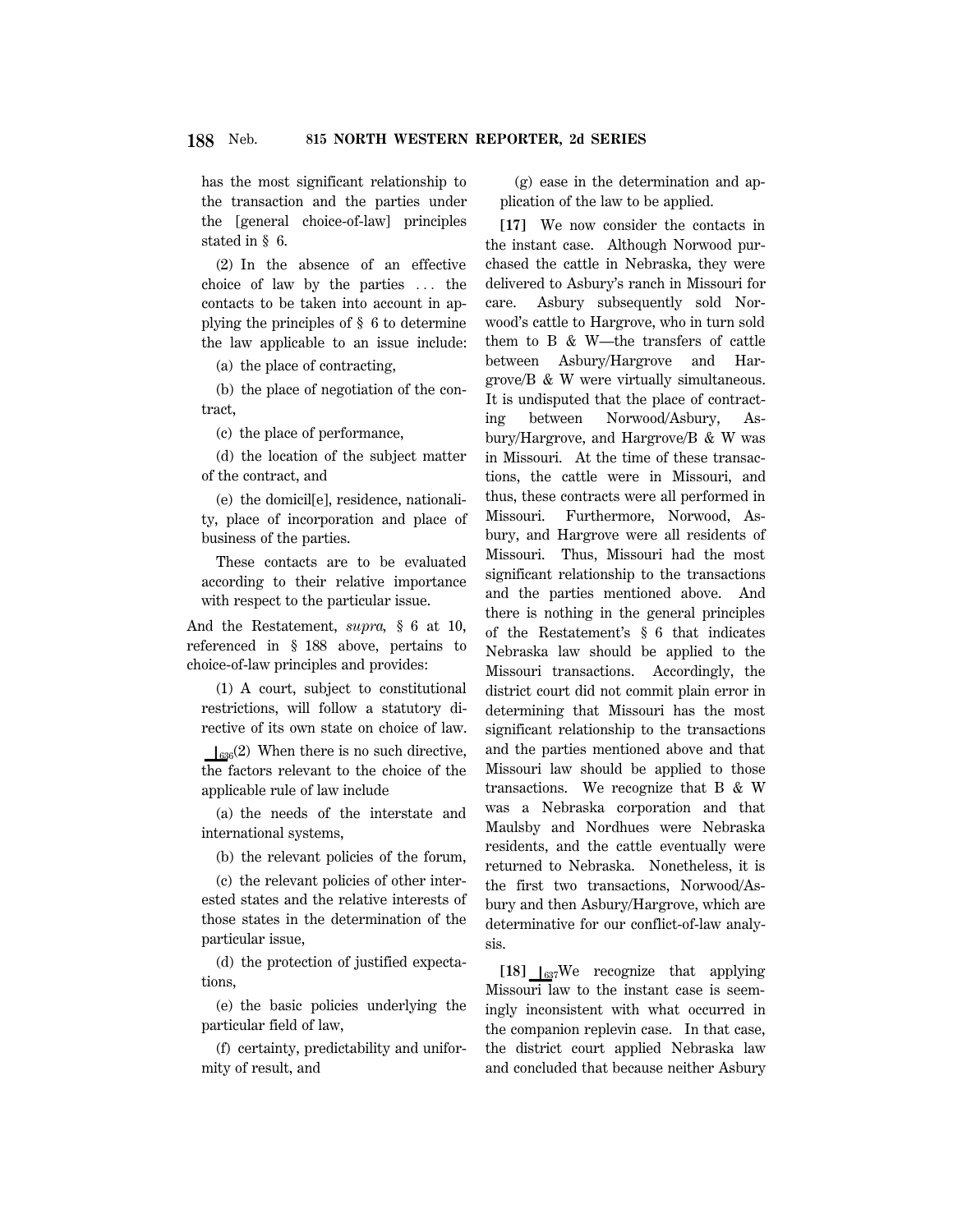has the most significant relationship to the transaction and the parties under the [general choice-of-law] principles stated in § 6.

(2) In the absence of an effective choice of law by the parties ... the contacts to be taken into account in applying the principles of § 6 to determine the law applicable to an issue include:

(a) the place of contracting,

(b) the place of negotiation of the contract,

(c) the place of performance,

(d) the location of the subject matter of the contract, and

(e) the domicil[e], residence, nationality, place of incorporation and place of business of the parties.

These contacts are to be evaluated according to their relative importance with respect to the particular issue.

And the Restatement, *supra,* § 6 at 10, referenced in § 188 above, pertains to choice-of-law principles and provides:

(1) A court, subject to constitutional restrictions, will follow a statutory directive of its own state on choice of law.

⌊636(2) When there is no such directive, the factors relevant to the choice of the applicable rule of law include

(a) the needs of the interstate and international systems,

(b) the relevant policies of the forum,

(c) the relevant policies of other interested states and the relative interests of those states in the determination of the particular issue,

(d) the protection of justified expectations,

(e) the basic policies underlying the particular field of law,

(f) certainty, predictability and uniformity of result, and

(g) ease in the determination and application of the law to be applied.

**[17]** We now consider the contacts in the instant case. Although Norwood purchased the cattle in Nebraska, they were delivered to Asbury's ranch in Missouri for care. Asbury subsequently sold Norwood's cattle to Hargrove, who in turn sold them to B & W—the transfers of cattle between Asbury/Hargrove and Hargrove/B & W were virtually simultaneous. It is undisputed that the place of contracting between Norwood/Asbury, Asbury/Hargrove, and Hargrove/B & W was in Missouri. At the time of these transactions, the cattle were in Missouri, and thus, these contracts were all performed in Missouri. Furthermore, Norwood, Asbury, and Hargrove were all residents of Missouri. Thus, Missouri had the most significant relationship to the transactions and the parties mentioned above. And there is nothing in the general principles of the Restatement's § 6 that indicates Nebraska law should be applied to the Missouri transactions. Accordingly, the district court did not commit plain error in determining that Missouri has the most significant relationship to the transactions and the parties mentioned above and that Missouri law should be applied to those transactions. We recognize that B & W was a Nebraska corporation and that Maulsby and Nordhues were Nebraska residents, and the cattle eventually were returned to Nebraska. Nonetheless, it is the first two transactions, Norwood/Asbury and then Asbury/Hargrove, which are determinative for our conflict-of-law analysis.

**[18]** ⌊637We recognize that applying Missouri law to the instant case is seemingly inconsistent with what occurred in the companion replevin case. In that case, the district court applied Nebraska law and concluded that because neither Asbury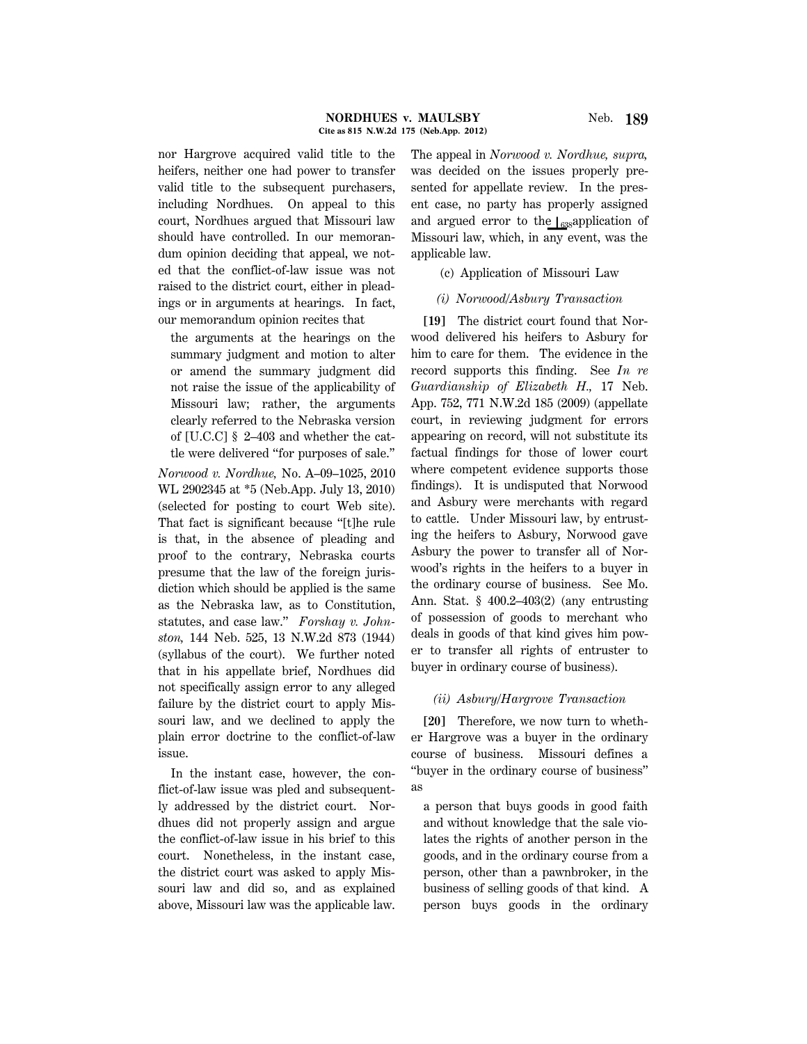nor Hargrove acquired valid title to the heifers, neither one had power to transfer valid title to the subsequent purchasers, including Nordhues. On appeal to this court, Nordhues argued that Missouri law should have controlled. In our memorandum opinion deciding that appeal, we noted that the conflict-of-law issue was not raised to the district court, either in pleadings or in arguments at hearings. In fact, our memorandum opinion recites that

> the arguments at the hearings on the summary judgment and motion to alter or amend the summary judgment did not raise the issue of the applicability of Missouri law; rather, the arguments clearly referred to the Nebraska version of [U.C.C] § 2–403 and whether the cattle were delivered "for purposes of sale."

*Norwood v. Nordhue,* No. A–09–1025, 2010 WL 2902345 at *5 (Neb.App. July 13, 2010) (selected for posting to court Web site). That fact is significant because "[t]he rule is that, in the absence of pleading and proof to the contrary, Nebraska courts presume that the law of the foreign jurisdiction which should be applied is the same as the Nebraska law, as to Constitution, statutes, and case law." *Forshay v. Johnston,* 144 Neb. 525, 13 N.W.2d 873 (1944) (syllabus of the court). We further noted that in his appellate brief, Nordhues did not specifically assign error to any alleged failure by the district court to apply Missouri law, and we declined to apply the plain error doctrine to the conflict-of-law issue.

In the instant case, however, the conflict-of-law issue was pled and subsequently addressed by the district court. Nordhues did not properly assign and argue the conflict-of-law issue in his brief to this court. Nonetheless, in the instant case, the district court was asked to apply Missouri law and did so, and as explained above, Missouri law was the applicable law. The appeal in *Norwood v. Nordhue, supra,* was decided on the issues properly presented for appellate review. In the present case, no party has properly assigned and argued error to the ⌊638 application of Missouri law, which, in any event, was the applicable law.

(c) Application of Missouri Law

*(i) Norwood/Asbury Transaction*

**[19]** The district court found that Norwood delivered his heifers to Asbury for him to care for them. The evidence in the record supports this finding. See *In re Guardianship of Elizabeth H.,* 17 Neb. App. 752, 771 N.W.2d 185 (2009) (appellate court, in reviewing judgment for errors appearing on record, will not substitute its factual findings for those of lower court where competent evidence supports those findings). It is undisputed that Norwood and Asbury were merchants with regard to cattle. Under Missouri law, by entrusting the heifers to Asbury, Norwood gave Asbury the power to transfer all of Norwood's rights in the heifers to a buyer in the ordinary course of business. See Mo. Ann. Stat. § 400.2–403(2) (any entrusting of possession of goods to merchant who deals in goods of that kind gives him power to transfer all rights of entruster to buyer in ordinary course of business).

*(ii) Asbury/Hargrove Transaction*

**[20]** Therefore, we now turn to whether Hargrove was a buyer in the ordinary course of business. Missouri defines a "buyer in the ordinary course of business" as

> a person that buys goods in good faith and without knowledge that the sale violates the rights of another person in the goods, and in the ordinary course from a person, other than a pawnbroker, in the business of selling goods of that kind. A person buys goods in the ordinary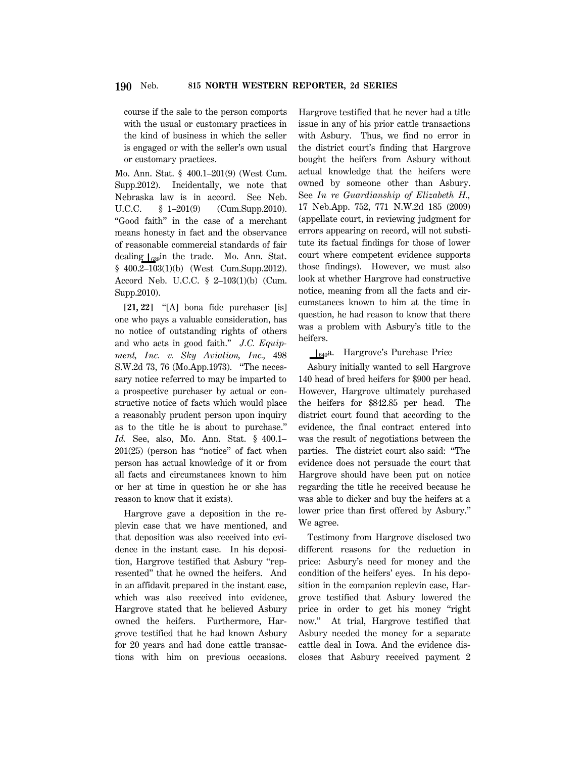course if the sale to the person comports with the usual or customary practices in the kind of business in which the seller is engaged or with the seller's own usual or customary practices.

Mo. Ann. Stat. § 400.1–201(9) (West Cum. Supp.2012). Incidentally, we note that Nebraska law is in accord. See Neb. U.C.C. § 1–201(9) (Cum.Supp.2010). "Good faith" in the case of a merchant means honesty in fact and the observance of reasonable commercial standards of fair dealing ⌊639in the trade. Mo. Ann. Stat. § 400.2–103(1)(b) (West Cum.Supp.2012). Accord Neb. U.C.C. § 2–103(1)(b) (Cum. Supp.2010).

**[21, 22]** "[A] bona fide purchaser [is] one who pays a valuable consideration, has no notice of outstanding rights of others and who acts in good faith." *J.C. Equipment, Inc. v. Sky Aviation, Inc.,* 498 S.W.2d 73, 76 (Mo.App.1973). "The necessary notice referred to may be imparted to a prospective purchaser by actual or constructive notice of facts which would place a reasonably prudent person upon inquiry as to the title he is about to purchase." *Id.* See, also, Mo. Ann. Stat. § 400.1–201(25) (person has "notice" of fact when person has actual knowledge of it or from all facts and circumstances known to him or her at time in question he or she has reason to know that it exists).

Hargrove gave a deposition in the replevin case that we have mentioned, and that deposition was also received into evidence in the instant case. In his deposition, Hargrove testified that Asbury "represented" that he owned the heifers. And in an affidavit prepared in the instant case, which was also received into evidence, Hargrove stated that he believed Asbury owned the heifers. Furthermore, Hargrove testified that he had known Asbury for 20 years and had done cattle transactions with him on previous occasions. Hargrove testified that he never had a title issue in any of his prior cattle transactions with Asbury. Thus, we find no error in the district court's finding that Hargrove bought the heifers from Asbury without actual knowledge that the heifers were owned by someone other than Asbury. See *In re Guardianship of Elizabeth H.,* 17 Neb.App. 752, 771 N.W.2d 185 (2009) (appellate court, in reviewing judgment for errors appearing on record, will not substitute its factual findings for those of lower court where competent evidence supports those findings). However, we must also look at whether Hargrove had constructive notice, meaning from all the facts and circumstances known to him at the time in question, he had reason to know that there was a problem with Asbury's title to the heifers.

⌊640a. Hargrove's Purchase Price

Asbury initially wanted to sell Hargrove 140 head of bred heifers for $900 per head. However, Hargrove ultimately purchased the heifers for $842.85 per head. The district court found that according to the evidence, the final contract entered into was the result of negotiations between the parties. The district court also said: "The evidence does not persuade the court that Hargrove should have been put on notice regarding the title he received because he was able to dicker and buy the heifers at a lower price than first offered by Asbury." We agree.

Testimony from Hargrove disclosed two different reasons for the reduction in price: Asbury's need for money and the condition of the heifers' eyes. In his deposition in the companion replevin case, Hargrove testified that Asbury lowered the price in order to get his money "right now." At trial, Hargrove testified that Asbury needed the money for a separate cattle deal in Iowa. And the evidence discloses that Asbury received payment 2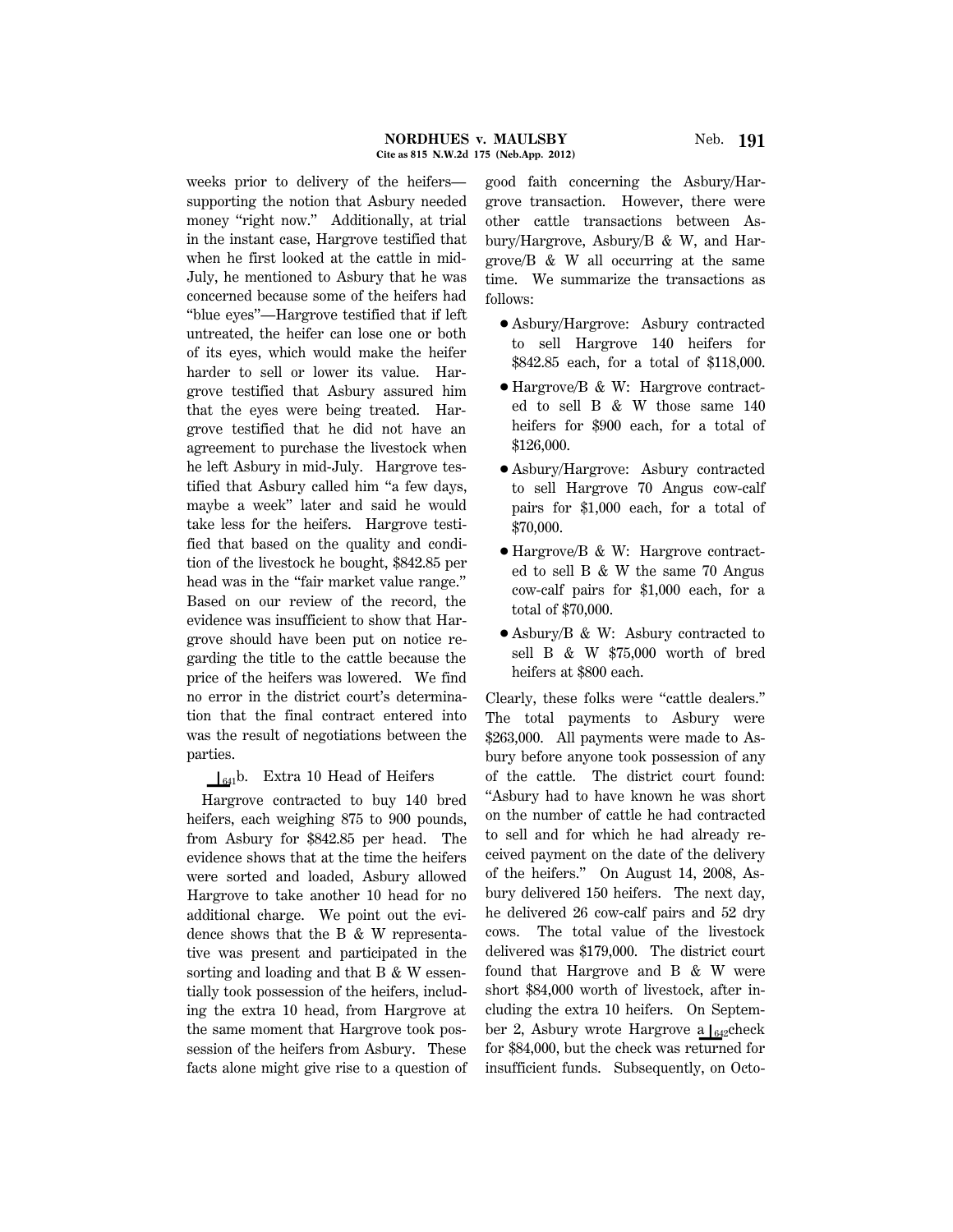weeks prior to delivery of the heifers—supporting the notion that Asbury needed money "right now." Additionally, at trial in the instant case, Hargrove testified that when he first looked at the cattle in mid-July, he mentioned to Asbury that he was concerned because some of the heifers had "blue eyes"—Hargrove testified that if left untreated, the heifer can lose one or both of its eyes, which would make the heifer harder to sell or lower its value. Hargrove testified that Asbury assured him that the eyes were being treated. Hargrove testified that he did not have an agreement to purchase the livestock when he left Asbury in mid-July. Hargrove testified that Asbury called him "a few days, maybe a week" later and said he would take less for the heifers. Hargrove testified that based on the quality and condition of the livestock he bought, $842.85 per head was in the "fair market value range." Based on our review of the record, the evidence was insufficient to show that Hargrove should have been put on notice regarding the title to the cattle because the price of the heifers was lowered. We find no error in the district court's determination that the final contract entered into was the result of negotiations between the parties.

⌊641b. Extra 10 Head of Heifers

Hargrove contracted to buy 140 bred heifers, each weighing 875 to 900 pounds, from Asbury for $842.85 per head. The evidence shows that at the time the heifers were sorted and loaded, Asbury allowed Hargrove to take another 10 head for no additional charge. We point out the evidence shows that the B & W representative was present and participated in the sorting and loading and that B & W essentially took possession of the heifers, including the extra 10 head, from Hargrove at the same moment that Hargrove took possession of the heifers from Asbury. These facts alone might give rise to a question of good faith concerning the Asbury/Hargrove transaction. However, there were other cattle transactions between Asbury/Hargrove, Asbury/B & W, and Hargrove/B & W all occurring at the same time. We summarize the transactions as follows:

- Asbury/Hargrove: Asbury contracted to sell Hargrove 140 heifers for $842.85 each, for a total of $118,000.
- Hargrove/B & W: Hargrove contracted to sell B & W those same 140 heifers for $900 each, for a total of $126,000.
- Asbury/Hargrove: Asbury contracted to sell Hargrove 70 Angus cow-calf pairs for $1,000 each, for a total of $70,000.
- Hargrove/B & W: Hargrove contracted to sell B & W the same 70 Angus cow-calf pairs for $1,000 each, for a total of $70,000.
- Asbury/B & W: Asbury contracted to sell B & W $75,000 worth of bred heifers at $800 each.

Clearly, these folks were "cattle dealers." The total payments to Asbury were $263,000. All payments were made to Asbury before anyone took possession of any of the cattle. The district court found: "Asbury had to have known he was short on the number of cattle he had contracted to sell and for which he had already received payment on the date of the delivery of the heifers." On August 14, 2008, Asbury delivered 150 heifers. The next day, he delivered 26 cow-calf pairs and 52 dry cows. The total value of the livestock delivered was $179,000. The district court found that Hargrove and B & W were short $84,000 worth of livestock, after including the extra 10 heifers. On September 2, Asbury wrote Hargrove a ⌊642check for $84,000, but the check was returned for insufficient funds. Subsequently, on Octo-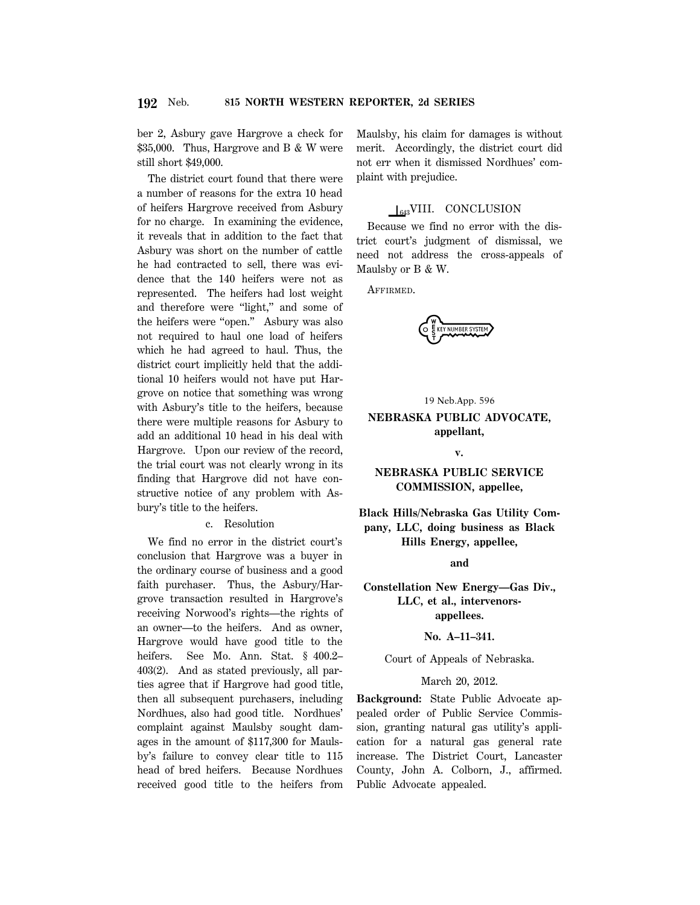ber 2, Asbury gave Hargrove a check for $35,000. Thus, Hargrove and B & W were still short $49,000.

The district court found that there were a number of reasons for the extra 10 head of heifers Hargrove received from Asbury for no charge. In examining the evidence, it reveals that in addition to the fact that Asbury was short on the number of cattle he had contracted to sell, there was evidence that the 140 heifers were not as represented. The heifers had lost weight and therefore were "light," and some of the heifers were "open." Asbury was also not required to haul one load of heifers which he had agreed to haul. Thus, the district court implicitly held that the additional 10 heifers would not have put Hargrove on notice that something was wrong with Asbury's title to the heifers, because there were multiple reasons for Asbury to add an additional 10 head in his deal with Hargrove. Upon our review of the record, the trial court was not clearly wrong in its finding that Hargrove did not have constructive notice of any problem with Asbury's title to the heifers.

c. Resolution

We find no error in the district court's conclusion that Hargrove was a buyer in the ordinary course of business and a good faith purchaser. Thus, the Asbury/Hargrove transaction resulted in Hargrove's receiving Norwood's rights—the rights of an owner—to the heifers. And as owner, Hargrove would have good title to the heifers. See Mo. Ann. Stat. § 400.2–403(2). And as stated previously, all parties agree that if Hargrove had good title, then all subsequent purchasers, including Nordhues, also had good title. Nordhues' complaint against Maulsby sought damages in the amount of $117,300 for Maulsby's failure to convey clear title to 115 head of bred heifers. Because Nordhues received good title to the heifers from Maulsby, his claim for damages is without merit. Accordingly, the district court did not err when it dismissed Nordhues' complaint with prejudice.

## ⊥643 VIII. CONCLUSION

Because we find no error with the district court's judgment of dismissal, we need not address the cross-appeals of Maulsby or B & W.

AFFIRMED.

19 Neb.App. 596

**NEBRASKA PUBLIC ADVOCATE, appellant,**

**v.**

**NEBRASKA PUBLIC SERVICE COMMISSION, appellee,**

**Black Hills/Nebraska Gas Utility Company, LLC, doing business as Black Hills Energy, appellee,**

**and**

**Constellation New Energy—Gas Div., LLC, et al., intervenors-appellees.**

**No. A–11–341.**

Court of Appeals of Nebraska.

March 20, 2012.

**Background:** State Public Advocate appealed order of Public Service Commission, granting natural gas utility's application for a natural gas general rate increase. The District Court, Lancaster County, John A. Colborn, J., affirmed. Public Advocate appealed.